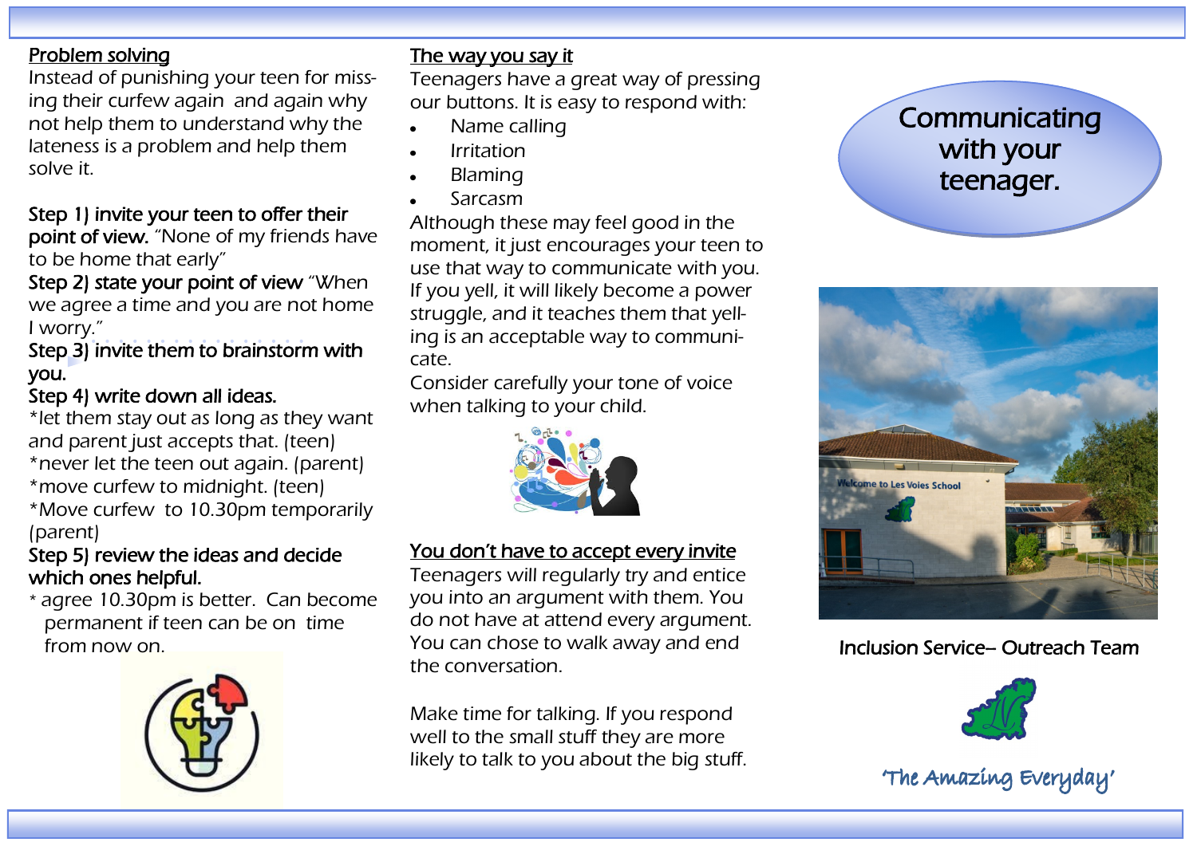## Problem solving

Instead of punishing your teen for missing their curfew again and again why not help them to understand why the lateness is a problem and help them solve it.

**Step 1) invite your teen to offer their point of view.** "None of my friends have to be home that early"

**Step 2) state your point of view** "When we agree a time and you are not home I worry."

**Step 3) invite them to brainstorm with you.**

**Step 4) write down all ideas.**

*let them stay out as long as they want and parent just accepts that. (teen)
*never let the teen out again. (parent)
*move curfew to midnight. (teen)
*Move curfew to 10.30pm temporarily (parent)

**Step 5) review the ideas and decide which ones helpful.**

* agree 10.30pm is better. Can become permanent if teen can be on time from now on.

## The way you say it

Teenagers have a great way of pressing our buttons. It is easy to respond with:

- Name calling
- Irritation
- Blaming
- Sarcasm

Although these may feel good in the moment, it just encourages your teen to use that way to communicate with you. If you yell, it will likely become a power struggle, and it teaches them that yelling is an acceptable way to communicate.

Consider carefully your tone of voice when talking to your child.

## You don't have to accept every invite

Teenagers will regularly try and entice you into an argument with them. You do not have at attend every argument. You can chose to walk away and end the conversation.

Make time for talking. If you respond well to the small stuff they are more likely to talk to you about the big stuff.

# Communicating with your teenager.

Welcome to Les Voies School

Inclusion Service– Outreach Team

'The Amazing Everyday'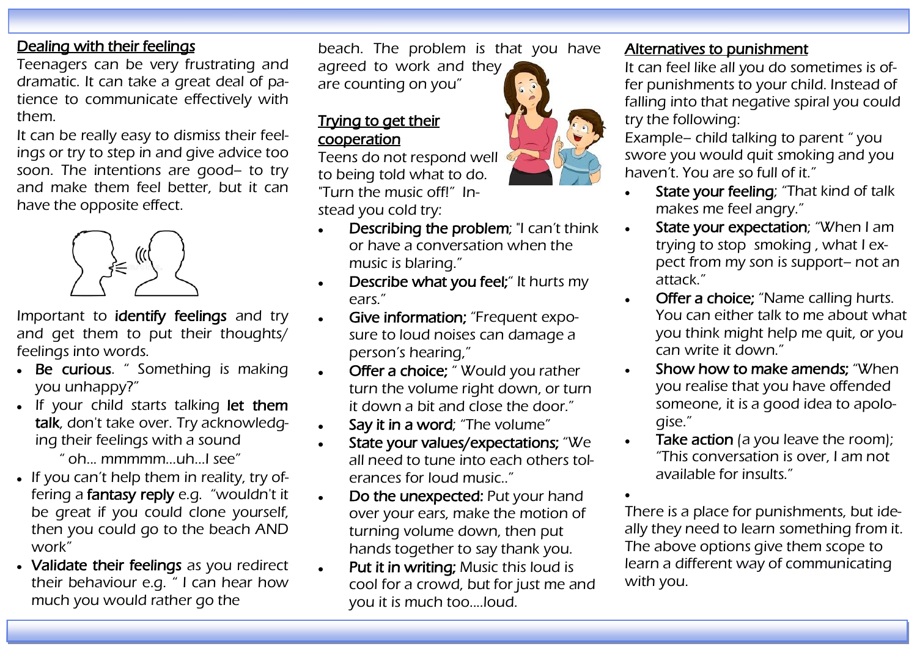## Dealing with their feelings

Teenagers can be very frustrating and dramatic. It can take a great deal of patience to communicate effectively with them.

It can be really easy to dismiss their feelings or try to step in and give advice too soon. The intentions are good– to try and make them feel better, but it can have the opposite effect.

Important to **identify feelings** and try and get them to put their thoughts/ feelings into words.

- **Be curious**. " Something is making you unhappy?"
- If your child starts talking **let them talk**, don't take over. Try acknowledging their feelings with a sound
  " oh... mmmmm...uh...I see"
- If you can't help them in reality, try offering a **fantasy reply** e.g. "wouldn't it be great if you could clone yourself, then you could go to the beach AND work"
- **Validate their feelings** as you redirect their behaviour e.g. " I can hear how much you would rather go the beach. The problem is that you have agreed to work and they are counting on you"

## Trying to get their cooperation

Teens do not respond well to being told what to do. "Turn the music off!" Instead you cold try:

- **Describing the problem**; "I can't think or have a conversation when the music is blaring."
- **Describe what you feel;**" It hurts my ears."
- **Give information;** "Frequent exposure to loud noises can damage a person's hearing,"
- **Offer a choice;** " Would you rather turn the volume right down, or turn it down a bit and close the door."
- **Say it in a word**; "The volume"
- **State your values/expectations;** "We all need to tune into each others tolerances for loud music.."
- **Do the unexpected:** Put your hand over your ears, make the motion of turning volume down, then put hands together to say thank you.
- **Put it in writing;** Music this loud is cool for a crowd, but for just me and you it is much too....loud.

## Alternatives to punishment

It can feel like all you do sometimes is offer punishments to your child. Instead of falling into that negative spiral you could try the following:

Example– child talking to parent " you swore you would quit smoking and you haven't. You are so full of it."

- **State your feeling**; "That kind of talk makes me feel angry."
- **State your expectation**; "When I am trying to stop smoking , what I expect from my son is support– not an attack."
- **Offer a choice;** "Name calling hurts. You can either talk to me about what you think might help me quit, or you can write it down."
- **Show how to make amends;** "When you realise that you have offended someone, it is a good idea to apologise."
- **Take action** (a you leave the room); "This conversation is over, I am not available for insults."

There is a place for punishments, but ideally they need to learn something from it. The above options give them scope to learn a different way of communicating with you.